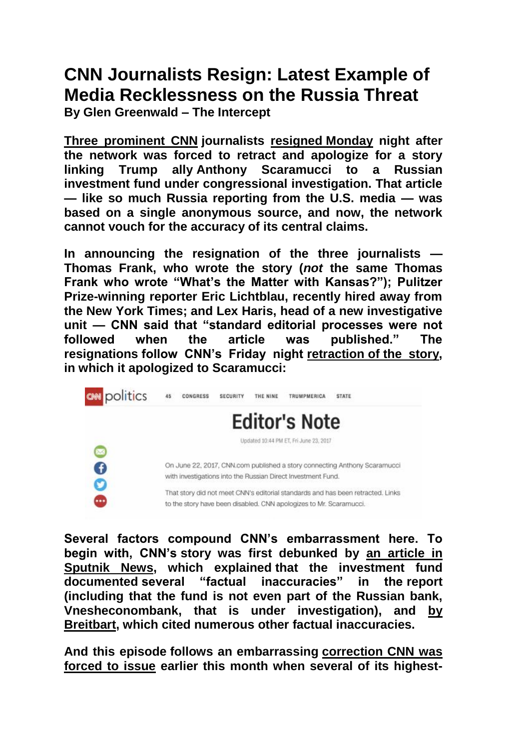# CNN Journalists Resign: Latest Example of Media Recklessness on the Russia Threat

**By Glen Greenwald – The Intercept**

**Three prominent CNN journalists resigned Monday night after the network was forced to retract and apologize for a story linking Trump ally Anthony Scaramucci to a Russian investment fund under congressional investigation. That article — like so much Russia reporting from the U.S. media — was based on a single anonymous source, and now, the network cannot vouch for the accuracy of its central claims.**

**In announcing the resignation of the three journalists — Thomas Frank, who wrote the story (*not* the same Thomas Frank who wrote "What's the Matter with Kansas?"); Pulitzer Prize-winning reporter Eric Lichtblau, recently hired away from the New York Times; and Lex Haris, head of a new investigative unit — CNN said that "standard editorial processes were not followed when the article was published." The resignations follow CNN's Friday night retraction of the story, in which it apologized to Scaramucci:**

CNN politics | 45 | CONGRESS | SECURITY | THE NINE | TRUMPMERICA | STATE

## Editor's Note

Updated 10:44 PM ET, Fri June 23, 2017

On June 22, 2017, CNN.com published a story connecting Anthony Scaramucci with investigations into the Russian Direct Investment Fund.

That story did not meet CNN's editorial standards and has been retracted. Links to the story have been disabled. CNN apologizes to Mr. Scaramucci.

**Several factors compound CNN's embarrassment here. To begin with, CNN's story was first debunked by an article in Sputnik News, which explained that the investment fund documented several "factual inaccuracies" in the report (including that the fund is not even part of the Russian bank, Vnesheconombank, that is under investigation), and by Breitbart, which cited numerous other factual inaccuracies.**

**And this episode follows an embarrassing correction CNN was forced to issue earlier this month when several of its highest-**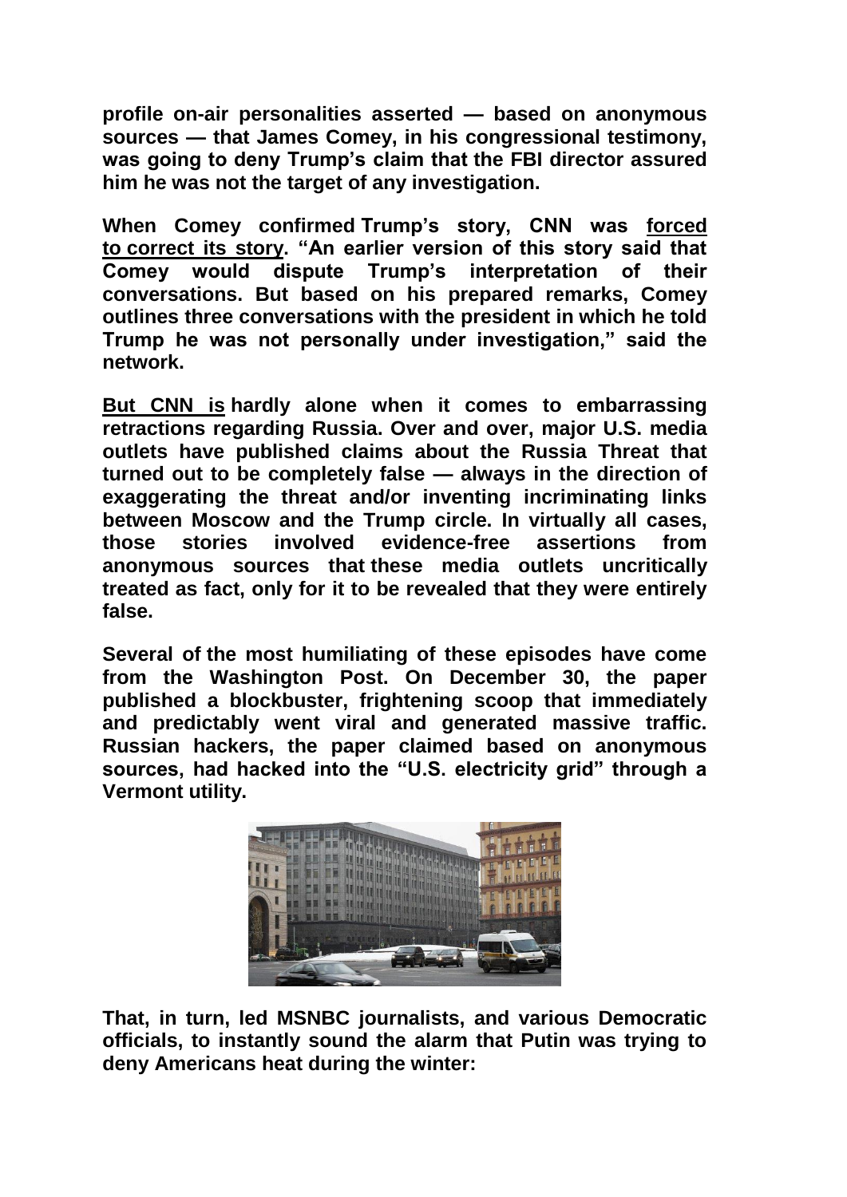**profile on-air personalities asserted — based on anonymous sources — that James Comey, in his congressional testimony, was going to deny Trump's claim that the FBI director assured him he was not the target of any investigation.**

**When Comey confirmed Trump's story, CNN was forced to correct its story. "An earlier version of this story said that Comey would dispute Trump's interpretation of their conversations. But based on his prepared remarks, Comey outlines three conversations with the president in which he told Trump he was not personally under investigation," said the network.**

**But CNN is hardly alone when it comes to embarrassing retractions regarding Russia. Over and over, major U.S. media outlets have published claims about the Russia Threat that turned out to be completely false — always in the direction of exaggerating the threat and/or inventing incriminating links between Moscow and the Trump circle. In virtually all cases, those stories involved evidence-free assertions from anonymous sources that these media outlets uncritically treated as fact, only for it to be revealed that they were entirely false.**

**Several of the most humiliating of these episodes have come from the Washington Post. On December 30, the paper published a blockbuster, frightening scoop that immediately and predictably went viral and generated massive traffic. Russian hackers, the paper claimed based on anonymous sources, had hacked into the "U.S. electricity grid" through a Vermont utility.**

**That, in turn, led MSNBC journalists, and various Democratic officials, to instantly sound the alarm that Putin was trying to deny Americans heat during the winter:**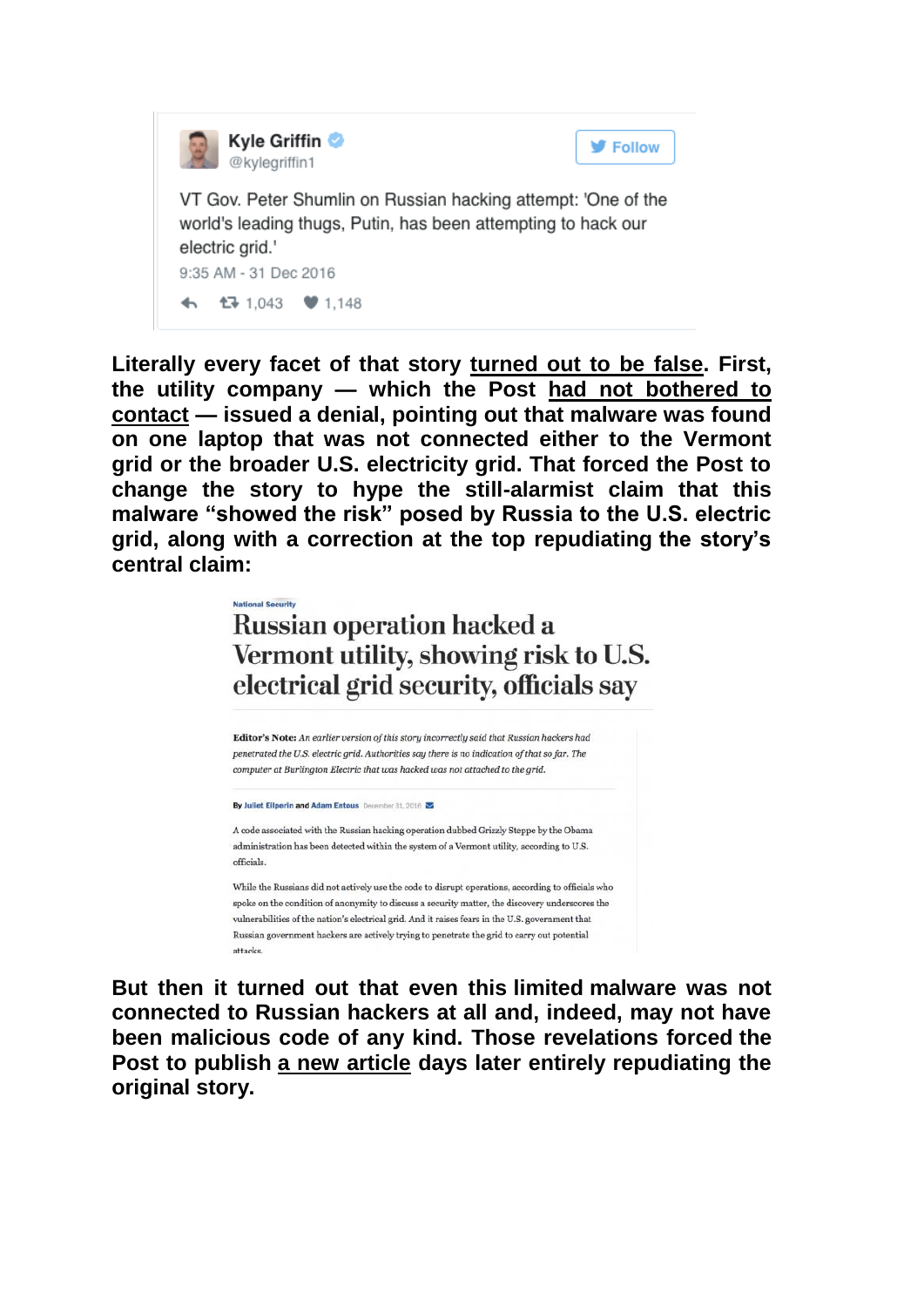Kyle Griffin
@kylegriffin1

VT Gov. Peter Shumlin on Russian hacking attempt: 'One of the world's leading thugs, Putin, has been attempting to hack our electric grid.'

9:35 AM - 31 Dec 2016

1,043 1,148

**Literally every facet of that story turned out to be false. First, the utility company — which the Post had not bothered to contact — issued a denial, pointing out that malware was found on one laptop that was not connected either to the Vermont grid or the broader U.S. electricity grid. That forced the Post to change the story to hype the still-alarmist claim that this malware "showed the risk" posed by Russia to the U.S. electric grid, along with a correction at the top repudiating the story's central claim:**

National Security

# Russian operation hacked a Vermont utility, showing risk to U.S. electrical grid security, officials say

**Editor's Note:** *An earlier version of this story incorrectly said that Russian hackers had penetrated the U.S. electric grid. Authorities say there is no indication of that so far. The computer at Burlington Electric that was hacked was not attached to the grid.*

By Juliet Eilperin and Adam Entous December 31, 2016

A code associated with the Russian hacking operation dubbed Grizzly Steppe by the Obama administration has been detected within the system of a Vermont utility, according to U.S. officials.

While the Russians did not actively use the code to disrupt operations, according to officials who spoke on the condition of anonymity to discuss a security matter, the discovery underscores the vulnerabilities of the nation's electrical grid. And it raises fears in the U.S. government that Russian government hackers are actively trying to penetrate the grid to carry out potential attacks.

**But then it turned out that even this limited malware was not connected to Russian hackers at all and, indeed, may not have been malicious code of any kind. Those revelations forced the Post to publish a new article days later entirely repudiating the original story.**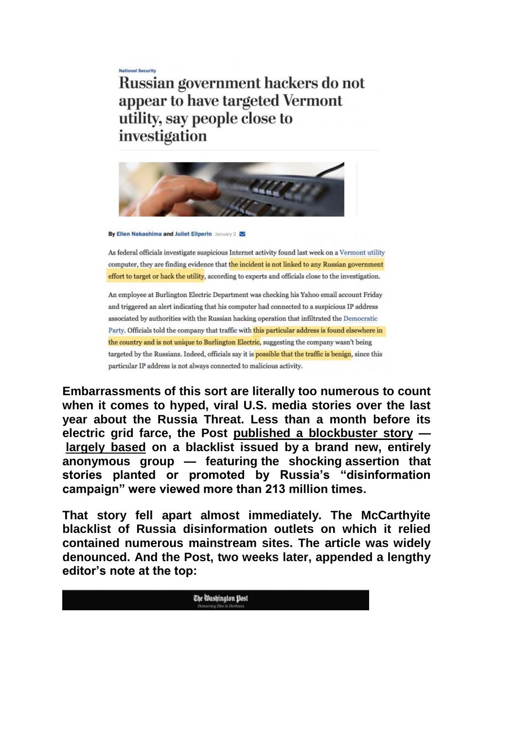National Security

# Russian government hackers do not appear to have targeted Vermont utility, say people close to investigation

By Ellen Nakashima and Juliet Eilperin January 2

As federal officials investigate suspicious Internet activity found last week on a Vermont utility computer, they are finding evidence that the incident is not linked to any Russian government effort to target or hack the utility, according to experts and officials close to the investigation.

An employee at Burlington Electric Department was checking his Yahoo email account Friday and triggered an alert indicating that his computer had connected to a suspicious IP address associated by authorities with the Russian hacking operation that infiltrated the Democratic Party. Officials told the company that traffic with this particular address is found elsewhere in the country and is not unique to Burlington Electric, suggesting the company wasn't being targeted by the Russians. Indeed, officials say it is possible that the traffic is benign, since this particular IP address is not always connected to malicious activity.

**Embarrassments of this sort are literally too numerous to count when it comes to hyped, viral U.S. media stories over the last year about the Russia Threat. Less than a month before its electric grid farce, the Post published a blockbuster story — largely based on a blacklist issued by a brand new, entirely anonymous group — featuring the shocking assertion that stories planted or promoted by Russia's "disinformation campaign" were viewed more than 213 million times.**

**That story fell apart almost immediately. The McCarthyite blacklist of Russia disinformation outlets on which it relied contained numerous mainstream sites. The article was widely denounced. And the Post, two weeks later, appended a lengthy editor's note at the top:**

The Washington Post
Democracy Dies in Darkness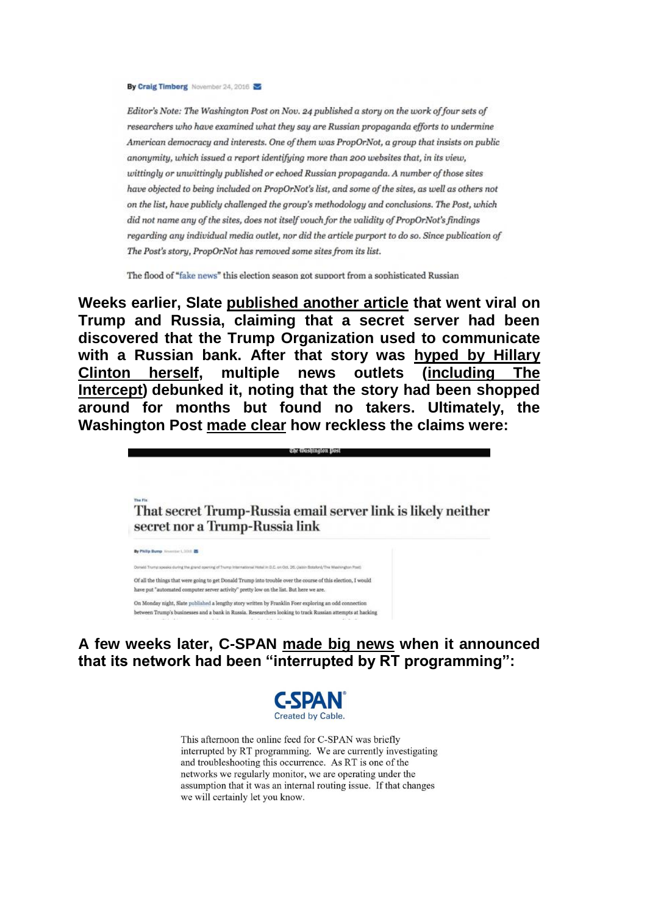By Craig Timberg November 24, 2016

*Editor's Note: The Washington Post on Nov. 24 published a story on the work of four sets of researchers who have examined what they say are Russian propaganda efforts to undermine American democracy and interests. One of them was PropOrNot, a group that insists on public anonymity, which issued a report identifying more than 200 websites that, in its view, wittingly or unwittingly published or echoed Russian propaganda. A number of those sites have objected to being included on PropOrNot's list, and some of the sites, as well as others not on the list, have publicly challenged the group's methodology and conclusions. The Post, which did not name any of the sites, does not itself vouch for the validity of PropOrNot's findings regarding any individual media outlet, nor did the article purport to do so. Since publication of The Post's story, PropOrNot has removed some sites from its list.*

The flood of "fake news" this election season got support from a sophisticated Russian

**Weeks earlier, Slate published another article that went viral on Trump and Russia, claiming that a secret server had been discovered that the Trump Organization used to communicate with a Russian bank. After that story was hyped by Hillary Clinton herself, multiple news outlets (including The Intercept) debunked it, noting that the story had been shopped around for months but found no takers. Ultimately, the Washington Post made clear how reckless the claims were:**

The Washington Post

The Fix

## That secret Trump-Russia email server link is likely neither secret nor a Trump-Russia link

By Philip Bump November 1, 2016

Donald Trump speaks during the grand opening of Trump International Hotel in D.C. on Oct. 26. (Jabin Botsford/The Washington Post)

Of all the things that were going to get Donald Trump into trouble over the course of this election, I would have put "automated computer server activity" pretty low on the list. But here we are.

On Monday night, Slate published a lengthy story written by Franklin Foer exploring an odd connection between Trump's businesses and a bank in Russia. Researchers looking to track Russian attempts at hacking

**A few weeks later, C-SPAN made big news when it announced that its network had been "interrupted by RT programming":**

C-SPAN®
Created by Cable.

This afternoon the online feed for C-SPAN was briefly interrupted by RT programming. We are currently investigating and troubleshooting this occurrence. As RT is one of the networks we regularly monitor, we are operating under the assumption that it was an internal routing issue. If that changes we will certainly let you know.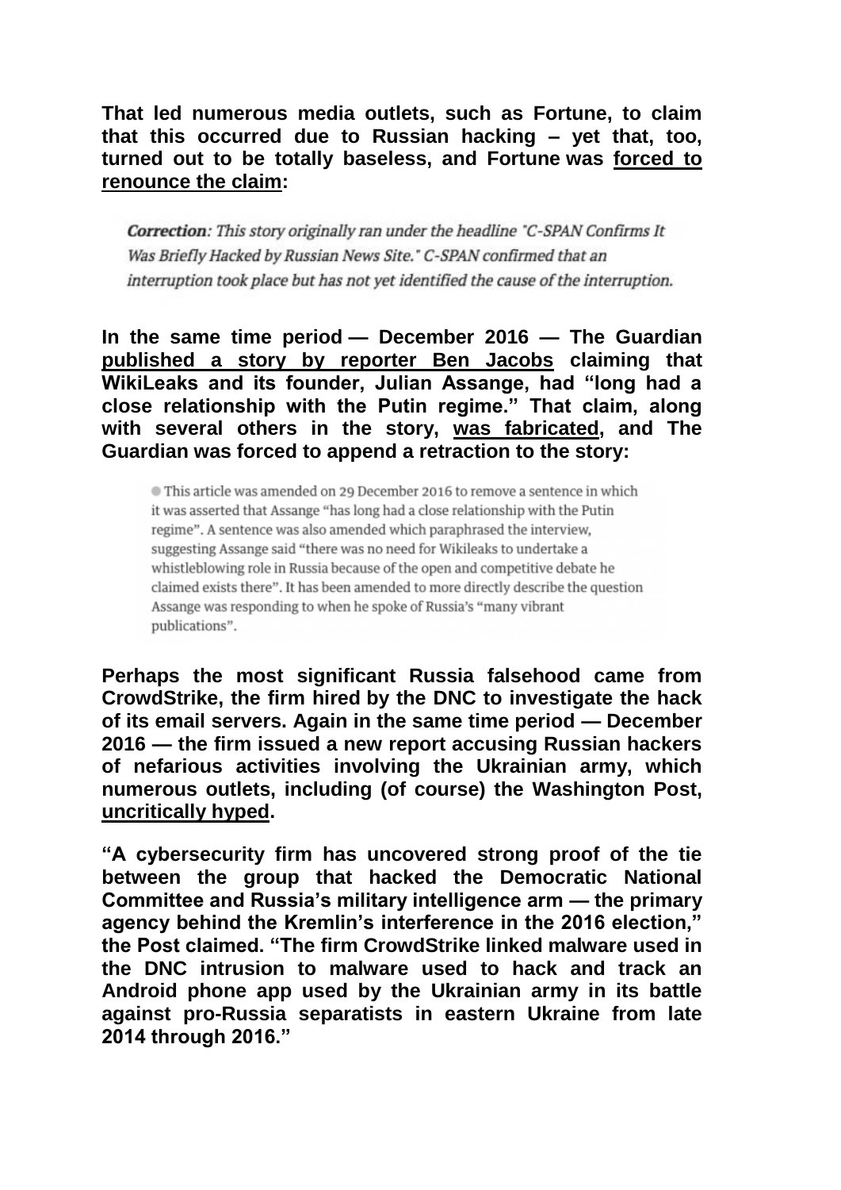**That led numerous media outlets, such as Fortune, to claim that this occurred due to Russian hacking – yet that, too, turned out to be totally baseless, and Fortune was forced to renounce the claim:**

> ***Correction**: This story originally ran under the headline "C-SPAN Confirms It Was Briefly Hacked by Russian News Site." C-SPAN confirmed that an interruption took place but has not yet identified the cause of the interruption.*

**In the same time period — December 2016 — The Guardian published a story by reporter Ben Jacobs claiming that WikiLeaks and its founder, Julian Assange, had "long had a close relationship with the Putin regime." That claim, along with several others in the story, was fabricated, and The Guardian was forced to append a retraction to the story:**

> ● This article was amended on 29 December 2016 to remove a sentence in which it was asserted that Assange "has long had a close relationship with the Putin regime". A sentence was also amended which paraphrased the interview, suggesting Assange said "there was no need for Wikileaks to undertake a whistleblowing role in Russia because of the open and competitive debate he claimed exists there". It has been amended to more directly describe the question Assange was responding to when he spoke of Russia's "many vibrant publications".

**Perhaps the most significant Russia falsehood came from CrowdStrike, the firm hired by the DNC to investigate the hack of its email servers. Again in the same time period — December 2016 — the firm issued a new report accusing Russian hackers of nefarious activities involving the Ukrainian army, which numerous outlets, including (of course) the Washington Post, uncritically hyped.**

**"A cybersecurity firm has uncovered strong proof of the tie between the group that hacked the Democratic National Committee and Russia's military intelligence arm — the primary agency behind the Kremlin's interference in the 2016 election," the Post claimed. "The firm CrowdStrike linked malware used in the DNC intrusion to malware used to hack and track an Android phone app used by the Ukrainian army in its battle against pro-Russia separatists in eastern Ukraine from late 2014 through 2016."**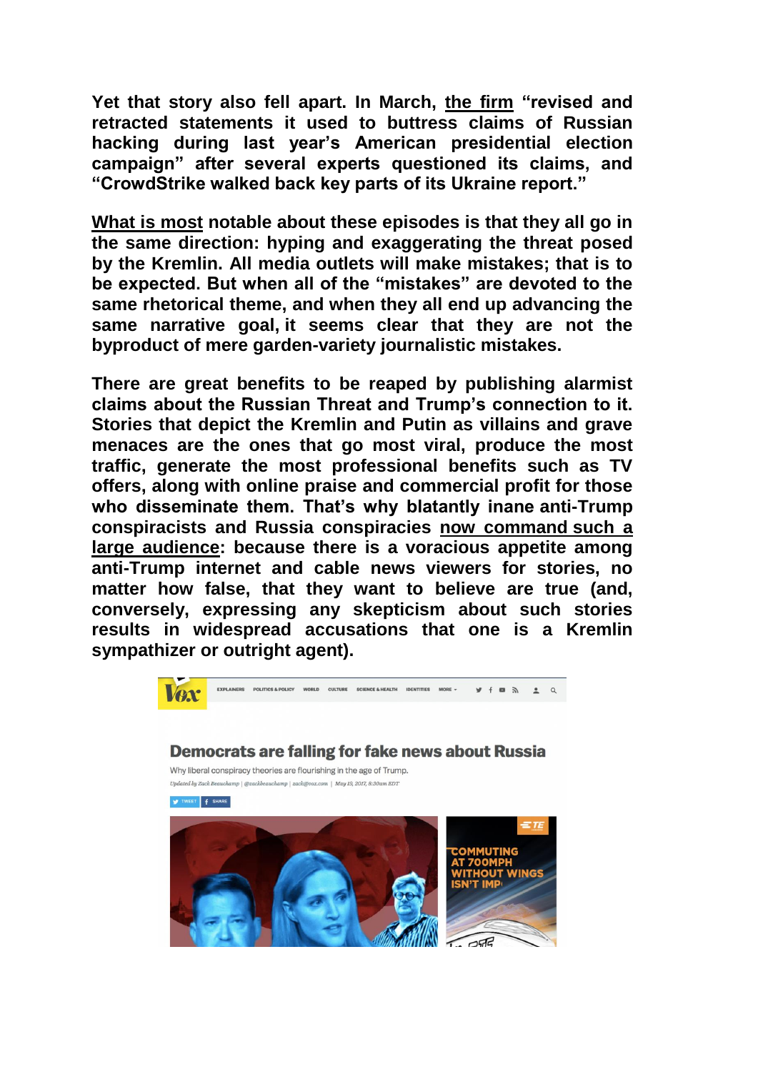**Yet that story also fell apart. In March, the firm "revised and retracted statements it used to buttress claims of Russian hacking during last year's American presidential election campaign" after several experts questioned its claims, and "CrowdStrike walked back key parts of its Ukraine report."**

**What is most notable about these episodes is that they all go in the same direction: hyping and exaggerating the threat posed by the Kremlin. All media outlets will make mistakes; that is to be expected. But when all of the "mistakes" are devoted to the same rhetorical theme, and when they all end up advancing the same narrative goal, it seems clear that they are not the byproduct of mere garden-variety journalistic mistakes.**

**There are great benefits to be reaped by publishing alarmist claims about the Russian Threat and Trump's connection to it. Stories that depict the Kremlin and Putin as villains and grave menaces are the ones that go most viral, produce the most traffic, generate the most professional benefits such as TV offers, along with online praise and commercial profit for those who disseminate them. That's why blatantly inane anti-Trump conspiracists and Russia conspiracies now command such a large audience: because there is a voracious appetite among anti-Trump internet and cable news viewers for stories, no matter how false, that they want to believe are true (and, conversely, expressing any skepticism about such stories results in widespread accusations that one is a Kremlin sympathizer or outright agent).**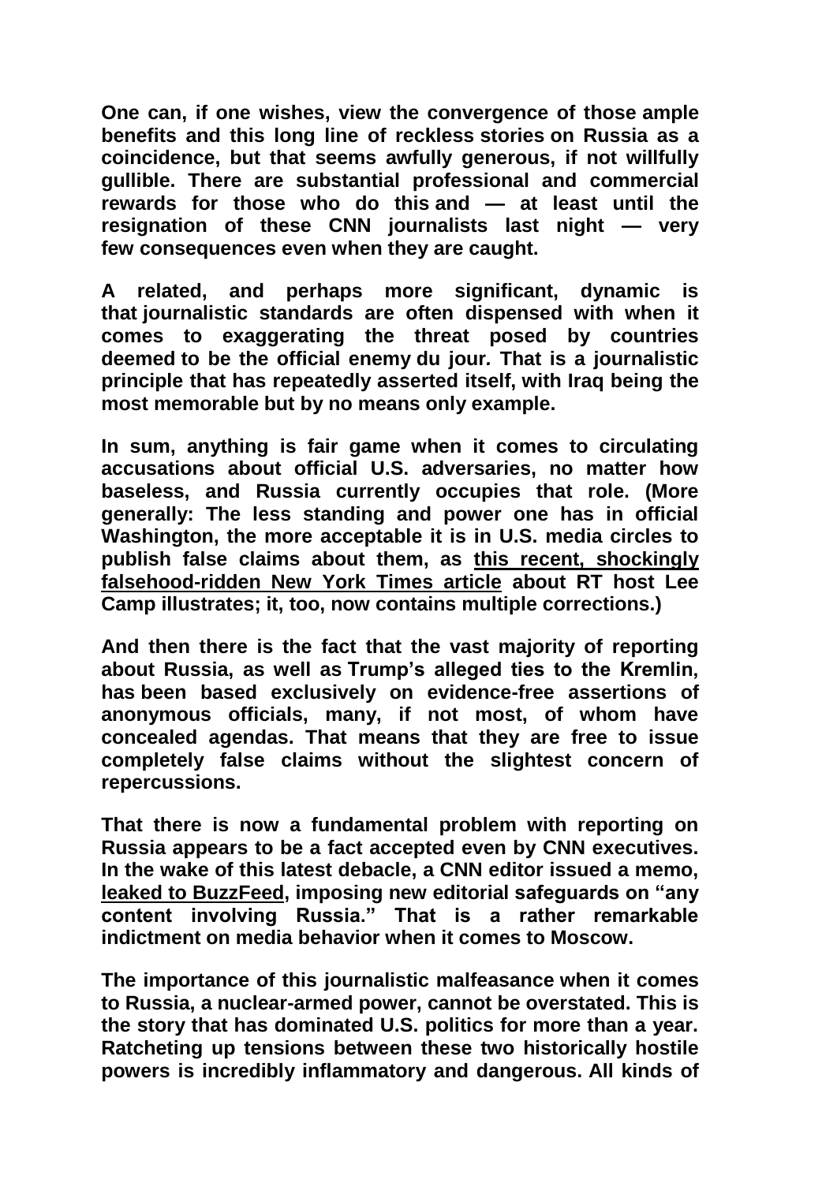**One can, if one wishes, view the convergence of those ample benefits and this long line of reckless stories on Russia as a coincidence, but that seems awfully generous, if not willfully gullible. There are substantial professional and commercial rewards for those who do this and — at least until the resignation of these CNN journalists last night — very few consequences even when they are caught.**

**A related, and perhaps more significant, dynamic is that journalistic standards are often dispensed with when it comes to exaggerating the threat posed by countries deemed to be the official enemy *du jour.* That is a journalistic principle that has repeatedly asserted itself, with Iraq being the most memorable but by no means only example.**

**In sum, anything is fair game when it comes to circulating accusations about official U.S. adversaries, no matter how baseless, and Russia currently occupies that role. (More generally: The less standing and power one has in official Washington, the more acceptable it is in U.S. media circles to publish false claims about them, as this recent, shockingly falsehood-ridden New York Times article about RT host Lee Camp illustrates; it, too, now contains multiple corrections.)**

**And then there is the fact that the vast majority of reporting about Russia, as well as Trump's alleged ties to the Kremlin, has been based exclusively on evidence-free assertions of anonymous officials, many, if not most, of whom have concealed agendas. That means that they are free to issue completely false claims without the slightest concern of repercussions.**

**That there is now a fundamental problem with reporting on Russia appears to be a fact accepted even by CNN executives. In the wake of this latest debacle, a CNN editor issued a memo, leaked to BuzzFeed, imposing new editorial safeguards on "any content involving Russia." That is a rather remarkable indictment on media behavior when it comes to Moscow.**

**The importance of this journalistic malfeasance when it comes to Russia, a nuclear-armed power, cannot be overstated. This is the story that has dominated U.S. politics for more than a year. Ratcheting up tensions between these two historically hostile powers is incredibly inflammatory and dangerous. All kinds of**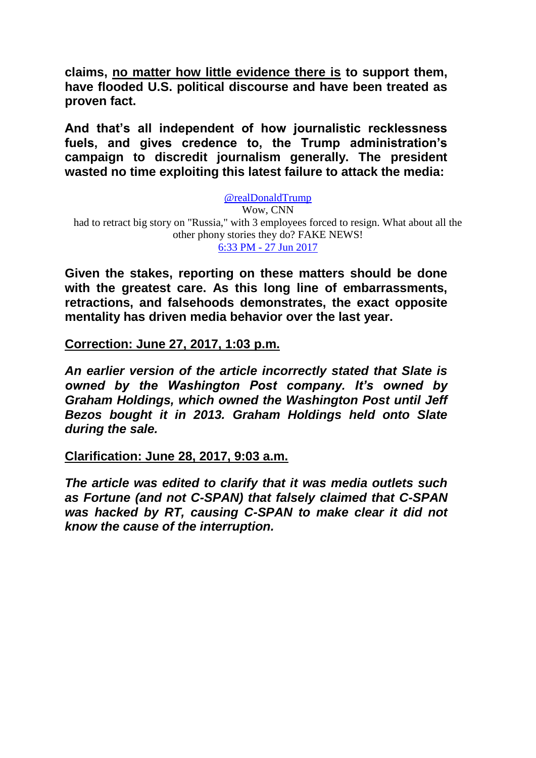**claims, <u>no matter how little evidence there is</u> to support them, have flooded U.S. political discourse and have been treated as proven fact.**

**And that's all independent of how journalistic recklessness fuels, and gives credence to, the Trump administration's campaign to discredit journalism generally. The president wasted no time exploiting this latest failure to attack the media:**

> @realDonaldTrump
> Wow, CNN
> had to retract big story on "Russia," with 3 employees forced to resign. What about all the other phony stories they do? FAKE NEWS!
> 6:33 PM - 27 Jun 2017

**Given the stakes, reporting on these matters should be done with the greatest care. As this long line of embarrassments, retractions, and falsehoods demonstrates, the exact opposite mentality has driven media behavior over the last year.**

**<u>Correction: June 27, 2017, 1:03 p.m.</u>**

***An earlier version of the article incorrectly stated that Slate is owned by the Washington Post company. It's owned by Graham Holdings, which owned the Washington Post until Jeff Bezos bought it in 2013. Graham Holdings held onto Slate during the sale.***

**<u>Clarification: June 28, 2017, 9:03 a.m.</u>**

***The article was edited to clarify that it was media outlets such as Fortune (and not C-SPAN) that falsely claimed that C-SPAN was hacked by RT, causing C-SPAN to make clear it did not know the cause of the interruption.***